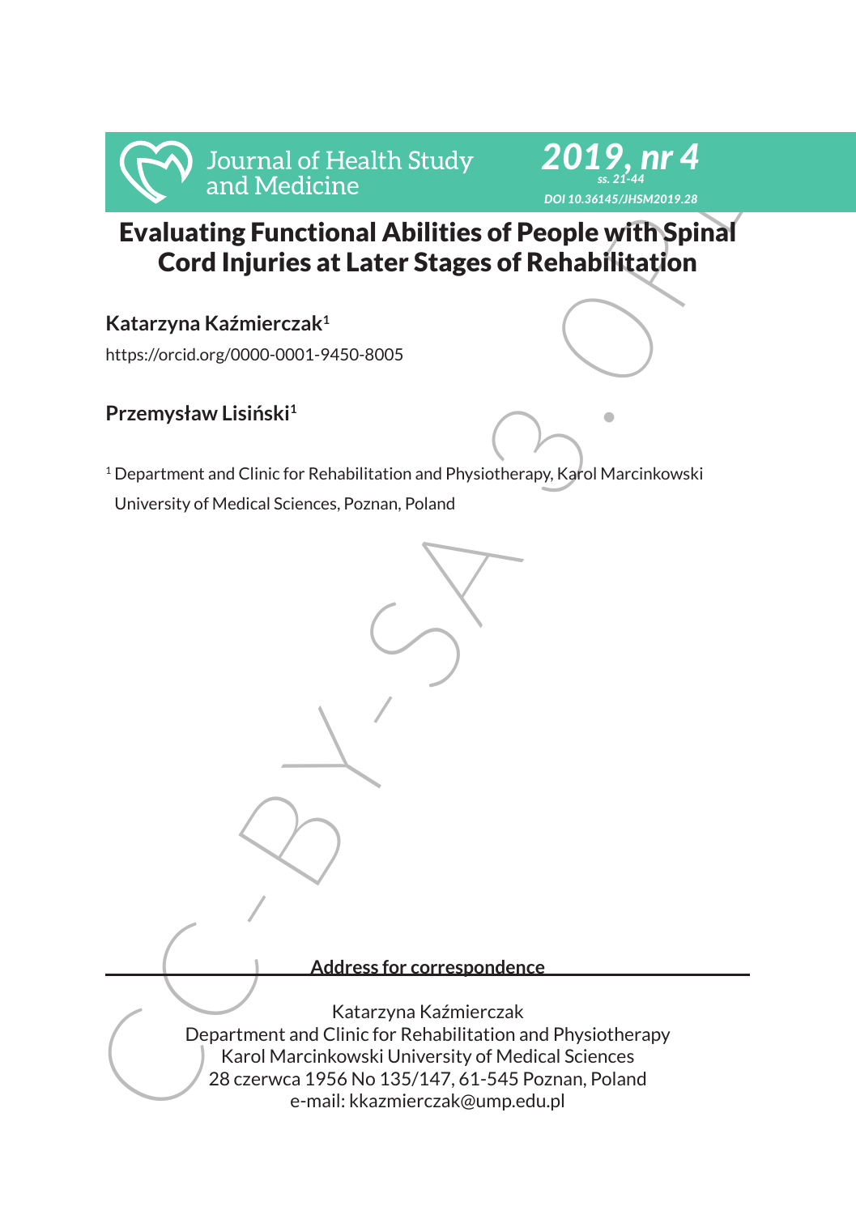# Evaluating Functional Abilities of People with Spinal Cord Injuries at Later Stages of Rehabilitation

**Katarzyna Kaźmierczak**[1]

https://orcid.org/0000-0001-9450-8005

**Przemysław Lisiński**[1]

[1] Department and Clinic for Rehabilitation and Physiotherapy, Karol Marcinkowski University of Medical Sciences, Poznan, Poland

**Address for correspondence**

Katarzyna Kaźmierczak
Department and Clinic for Rehabilitation and Physiotherapy
Karol Marcinkowski University of Medical Sciences
28 czerwca 1956 No 135/147, 61-545 Poznan, Poland
e-mail: kkazmierczak@ump.edu.pl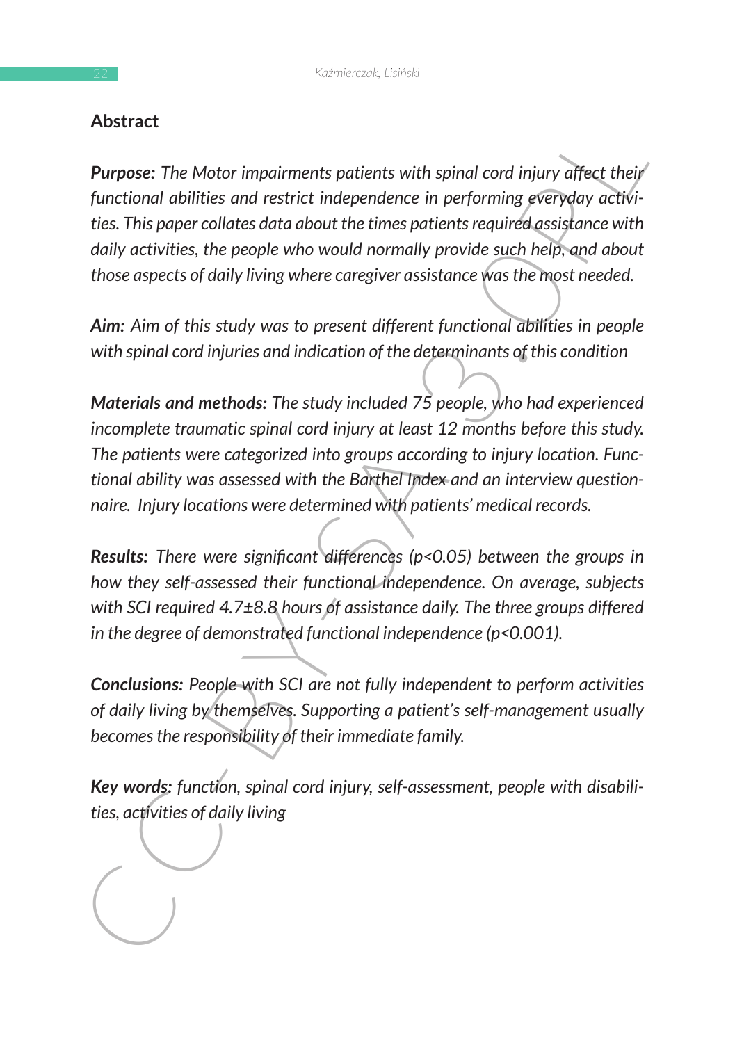## Abstract

***Purpose:*** *The Motor impairments patients with spinal cord injury affect their functional abilities and restrict independence in performing everyday activities. This paper collates data about the times patients required assistance with daily activities, the people who would normally provide such help, and about those aspects of daily living where caregiver assistance was the most needed.*

***Aim:*** *Aim of this study was to present different functional abilities in people with spinal cord injuries and indication of the determinants of this condition*

***Materials and methods:*** *The study included 75 people, who had experienced incomplete traumatic spinal cord injury at least 12 months before this study. The patients were categorized into groups according to injury location. Functional ability was assessed with the Barthel Index and an interview questionnaire. Injury locations were determined with patients' medical records.*

***Results:*** *There were significant differences ($p<0.05$) between the groups in how they self-assessed their functional independence. On average, subjects with SCI required $4.7\pm8.8$ hours of assistance daily. The three groups differed in the degree of demonstrated functional independence ($p<0.001$).*

***Conclusions:*** *People with SCI are not fully independent to perform activities of daily living by themselves. Supporting a patient's self-management usually becomes the responsibility of their immediate family.*

***Key words:*** *function, spinal cord injury, self-assessment, people with disabilities, activities of daily living*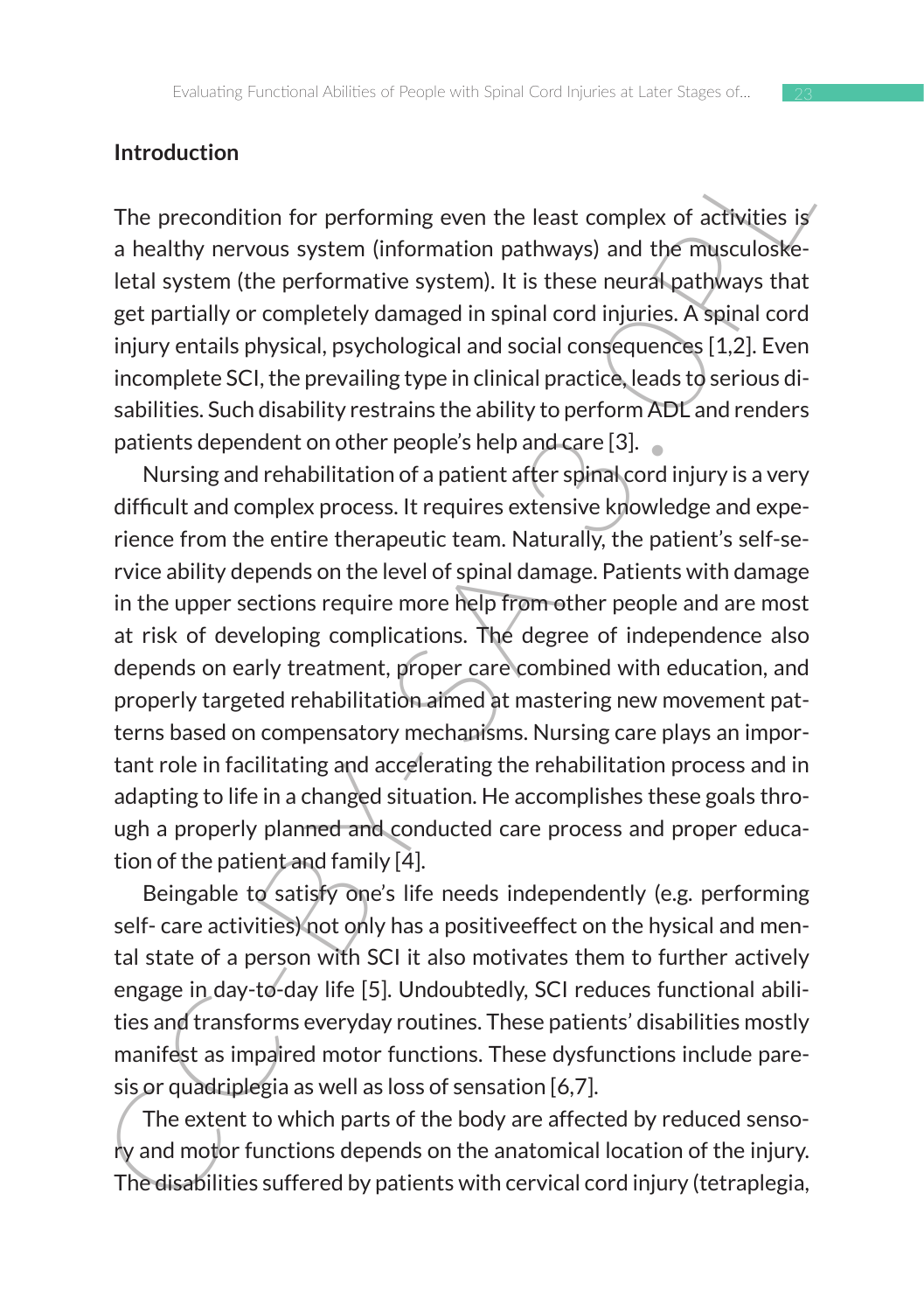## Introduction

The precondition for performing even the least complex of activities is a healthy nervous system (information pathways) and the musculoskeletal system (the performative system). It is these neural pathways that get partially or completely damaged in spinal cord injuries. A spinal cord injury entails physical, psychological and social consequences [1,2]. Even incomplete SCI, the prevailing type in clinical practice, leads to serious disabilities. Such disability restrains the ability to perform ADL and renders patients dependent on other people's help and care [3].

Nursing and rehabilitation of a patient after spinal cord injury is a very difficult and complex process. It requires extensive knowledge and experience from the entire therapeutic team. Naturally, the patient's self-service ability depends on the level of spinal damage. Patients with damage in the upper sections require more help from other people and are most at risk of developing complications. The degree of independence also depends on early treatment, proper care combined with education, and properly targeted rehabilitation aimed at mastering new movement patterns based on compensatory mechanisms. Nursing care plays an important role in facilitating and accelerating the rehabilitation process and in adapting to life in a changed situation. He accomplishes these goals through a properly planned and conducted care process and proper education of the patient and family [4].

Beingable to satisfy one's life needs independently (e.g. performing self- care activities) not only has a positiveeffect on the hysical and mental state of a person with SCI it also motivates them to further actively engage in day-to-day life [5]. Undoubtedly, SCI reduces functional abilities and transforms everyday routines. These patients' disabilities mostly manifest as impaired motor functions. These dysfunctions include paresis or quadriplegia as well as loss of sensation [6,7].

The extent to which parts of the body are affected by reduced sensory and motor functions depends on the anatomical location of the injury. The disabilities suffered by patients with cervical cord injury (tetraplegia,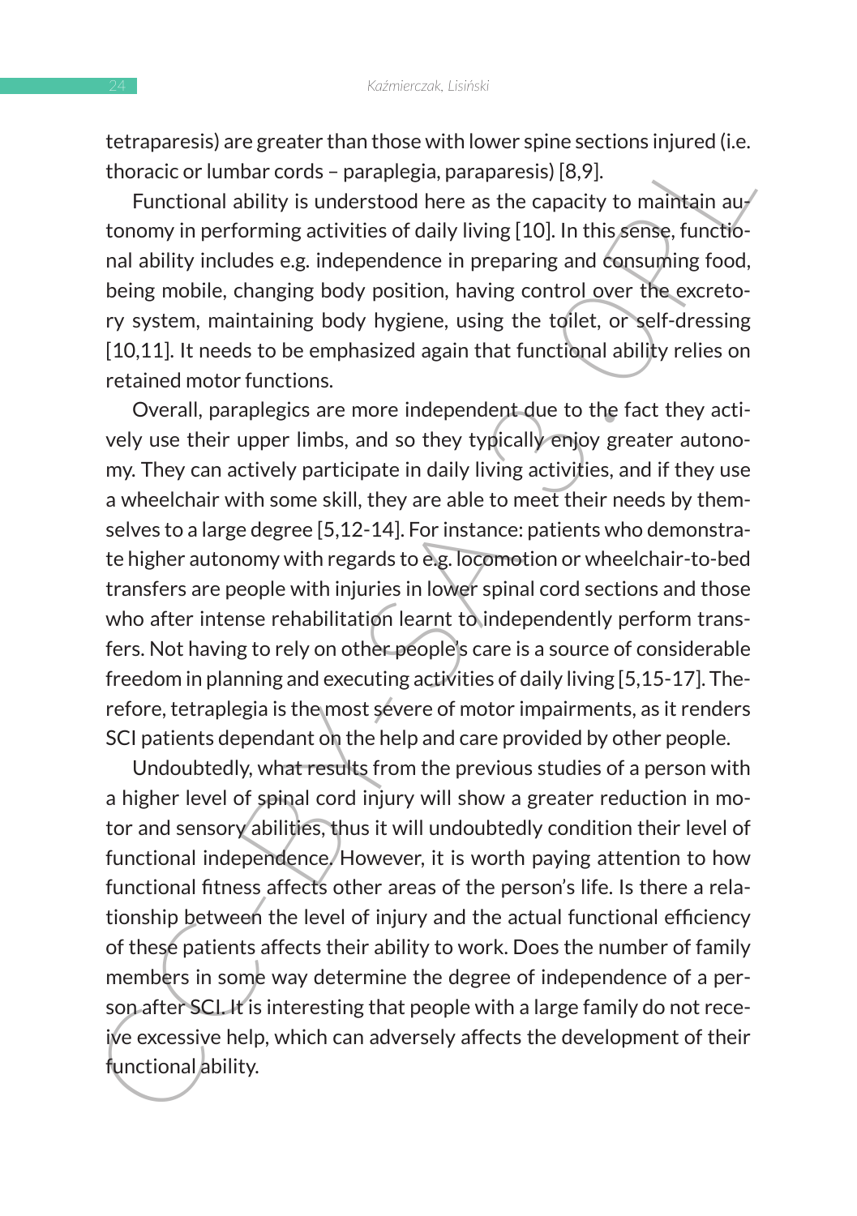tetraparesis) are greater than those with lower spine sections injured (i.e. thoracic or lumbar cords – paraplegia, paraparesis) [8,9].

Functional ability is understood here as the capacity to maintain autonomy in performing activities of daily living [10]. In this sense, functional ability includes e.g. independence in preparing and consuming food, being mobile, changing body position, having control over the excretory system, maintaining body hygiene, using the toilet, or self-dressing [10,11]. It needs to be emphasized again that functional ability relies on retained motor functions.

Overall, paraplegics are more independent due to the fact they actively use their upper limbs, and so they typically enjoy greater autonomy. They can actively participate in daily living activities, and if they use a wheelchair with some skill, they are able to meet their needs by themselves to a large degree [5,12-14]. For instance: patients who demonstrate higher autonomy with regards to e.g. locomotion or wheelchair-to-bed transfers are people with injuries in lower spinal cord sections and those who after intense rehabilitation learnt to independently perform transfers. Not having to rely on other people's care is a source of considerable freedom in planning and executing activities of daily living [5,15-17]. Therefore, tetraplegia is the most severe of motor impairments, as it renders SCI patients dependant on the help and care provided by other people.

Undoubtedly, what results from the previous studies of a person with a higher level of spinal cord injury will show a greater reduction in motor and sensory abilities, thus it will undoubtedly condition their level of functional independence. However, it is worth paying attention to how functional fitness affects other areas of the person's life. Is there a relationship between the level of injury and the actual functional efficiency of these patients affects their ability to work. Does the number of family members in some way determine the degree of independence of a person after SCI. It is interesting that people with a large family do not receive excessive help, which can adversely affects the development of their functional ability.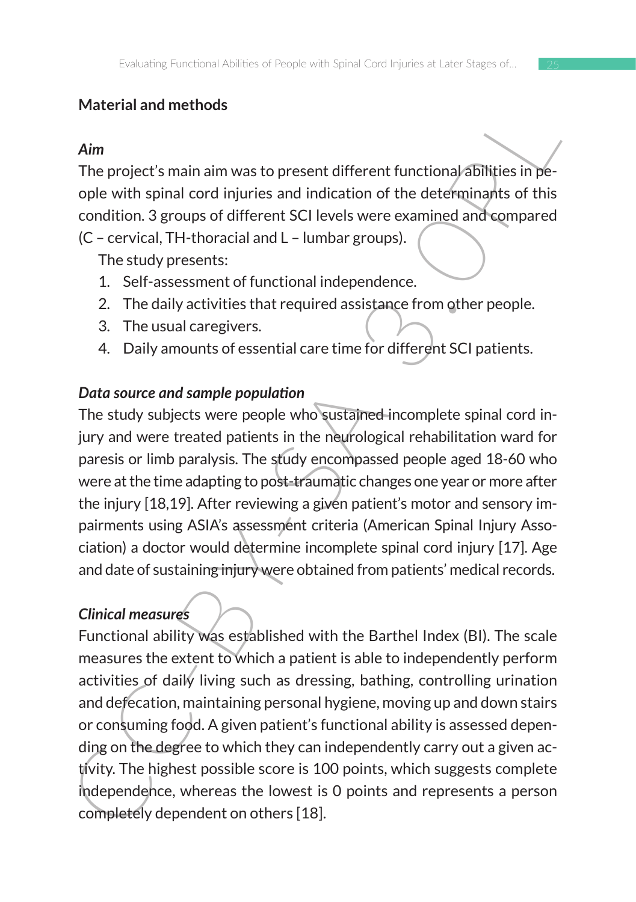## Material and methods

### *Aim*

The project's main aim was to present different functional abilities in people with spinal cord injuries and indication of the determinants of this condition. 3 groups of different SCI levels were examined and compared (C – cervical, TH-thoracial and L – lumbar groups).

The study presents:

1. Self-assessment of functional independence.
2. The daily activities that required assistance from other people.
3. The usual caregivers.
4. Daily amounts of essential care time for different SCI patients.

### *Data source and sample population*

The study subjects were people who sustained incomplete spinal cord injury and were treated patients in the neurological rehabilitation ward for paresis or limb paralysis. The study encompassed people aged 18-60 who were at the time adapting to post-traumatic changes one year or more after the injury [18,19]. After reviewing a given patient's motor and sensory impairments using ASIA's assessment criteria (American Spinal Injury Association) a doctor would determine incomplete spinal cord injury [17]. Age and date of sustaining injury were obtained from patients' medical records.

### *Clinical measures*

Functional ability was established with the Barthel Index (BI). The scale measures the extent to which a patient is able to independently perform activities of daily living such as dressing, bathing, controlling urination and defecation, maintaining personal hygiene, moving up and down stairs or consuming food. A given patient's functional ability is assessed depending on the degree to which they can independently carry out a given activity. The highest possible score is 100 points, which suggests complete independence, whereas the lowest is 0 points and represents a person completely dependent on others [18].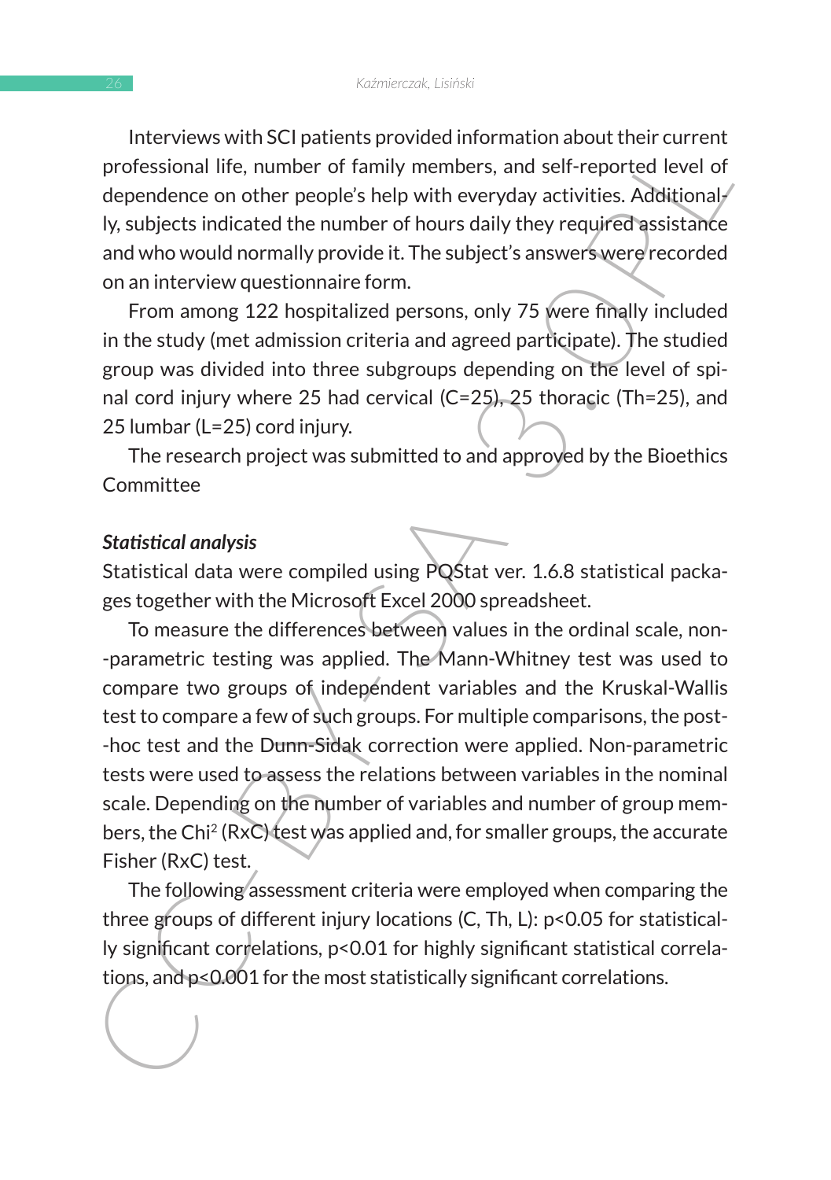Interviews with SCI patients provided information about their current professional life, number of family members, and self-reported level of dependence on other people's help with everyday activities. Additionally, subjects indicated the number of hours daily they required assistance and who would normally provide it. The subject's answers were recorded on an interview questionnaire form.

From among 122 hospitalized persons, only 75 were finally included in the study (met admission criteria and agreed participate). The studied group was divided into three subgroups depending on the level of spinal cord injury where 25 had cervical (C=25), 25 thoracic (Th=25), and 25 lumbar (L=25) cord injury.

The research project was submitted to and approved by the Bioethics Committee

***Statistical analysis***

Statistical data were compiled using PQStat ver. 1.6.8 statistical packages together with the Microsoft Excel 2000 spreadsheet.

To measure the differences between values in the ordinal scale, non-parametric testing was applied. The Mann-Whitney test was used to compare two groups of independent variables and the Kruskal-Wallis test to compare a few of such groups. For multiple comparisons, the post-hoc test and the Dunn-Sidak correction were applied. Non-parametric tests were used to assess the relations between variables in the nominal scale. Depending on the number of variables and number of group members, the $Chi^2$ (RxC) test was applied and, for smaller groups, the accurate Fisher (RxC) test.

The following assessment criteria were employed when comparing the three groups of different injury locations (C, Th, L): $p<0.05$ for statistically significant correlations, $p<0.01$ for highly significant statistical correlations, and $p<0.001$ for the most statistically significant correlations.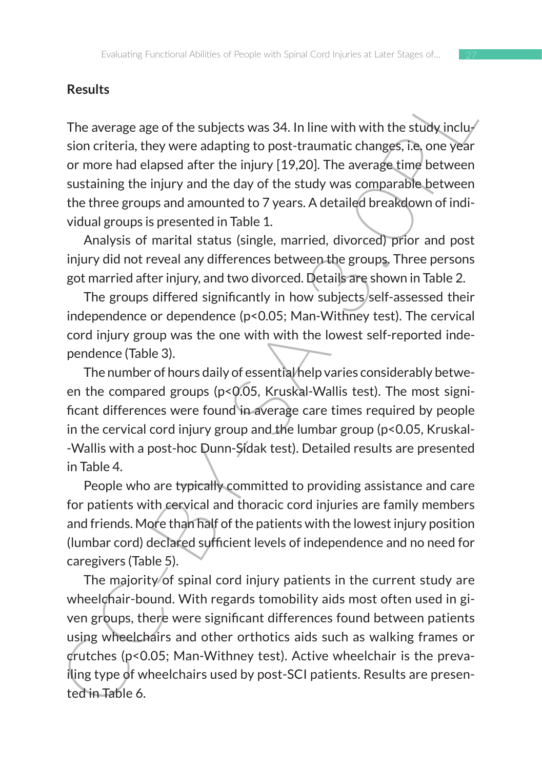## Results

The average age of the subjects was 34. In line with with the study inclusion criteria, they were adapting to post-traumatic changes, i.e. one year or more had elapsed after the injury [19,20]. The average time between sustaining the injury and the day of the study was comparable between the three groups and amounted to 7 years. A detailed breakdown of individual groups is presented in Table 1.

Analysis of marital status (single, married, divorced) prior and post injury did not reveal any differences between the groups. Three persons got married after injury, and two divorced. Details are shown in Table 2.

The groups differed significantly in how subjects self-assessed their independence or dependence ($p<0.05$; Man-Withney test). The cervical cord injury group was the one with with the lowest self-reported independence (Table 3).

The number of hours daily of essential help varies considerably between the compared groups ($p<0.05$, Kruskal-Wallis test). The most significant differences were found in average care times required by people in the cervical cord injury group and the lumbar group ($p<0.05$, Kruskal--Wallis with a post-hoc Dunn-Sidak test). Detailed results are presented in Table 4.

People who are typically committed to providing assistance and care for patients with cervical and thoracic cord injuries are family members and friends. More than half of the patients with the lowest injury position (lumbar cord) declared sufficient levels of independence and no need for caregivers (Table 5).

The majority of spinal cord injury patients in the current study are wheelchair-bound. With regards tomobility aids most often used in given groups, there were significant differences found between patients using wheelchairs and other orthotics aids such as walking frames or crutches ($p<0.05$; Man-Withney test). Active wheelchair is the prevailing type of wheelchairs used by post-SCI patients. Results are presented in Table 6.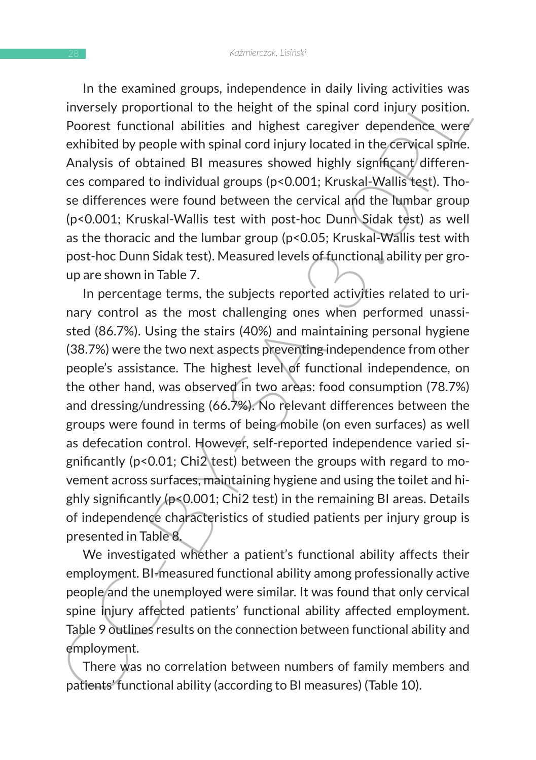In the examined groups, independence in daily living activities was inversely proportional to the height of the spinal cord injury position. Poorest functional abilities and highest caregiver dependence were exhibited by people with spinal cord injury located in the cervical spine. Analysis of obtained BI measures showed highly significant differences compared to individual groups ($p<0.001$; Kruskal-Wallis test). Those differences were found between the cervical and the lumbar group ($p<0.001$; Kruskal-Wallis test with post-hoc Dunn Sidak test) as well as the thoracic and the lumbar group ($p<0.05$; Kruskal-Wallis test with post-hoc Dunn Sidak test). Measured levels of functional ability per group are shown in Table 7.

In percentage terms, the subjects reported activities related to urinary control as the most challenging ones when performed unassisted (86.7%). Using the stairs (40%) and maintaining personal hygiene (38.7%) were the two next aspects preventing independence from other people's assistance. The highest level of functional independence, on the other hand, was observed in two areas: food consumption (78.7%) and dressing/undressing (66.7%). No relevant differences between the groups were found in terms of being mobile (on even surfaces) as well as defecation control. However, self-reported independence varied significantly ($p<0.01$; Chi2 test) between the groups with regard to movement across surfaces, maintaining hygiene and using the toilet and highly significantly ($p<0.001$; Chi2 test) in the remaining BI areas. Details of independence characteristics of studied patients per injury group is presented in Table 8.

We investigated whether a patient's functional ability affects their employment. BI-measured functional ability among professionally active people and the unemployed were similar. It was found that only cervical spine injury affected patients' functional ability affected employment. Table 9 outlines results on the connection between functional ability and employment.

There was no correlation between numbers of family members and patients' functional ability (according to BI measures) (Table 10).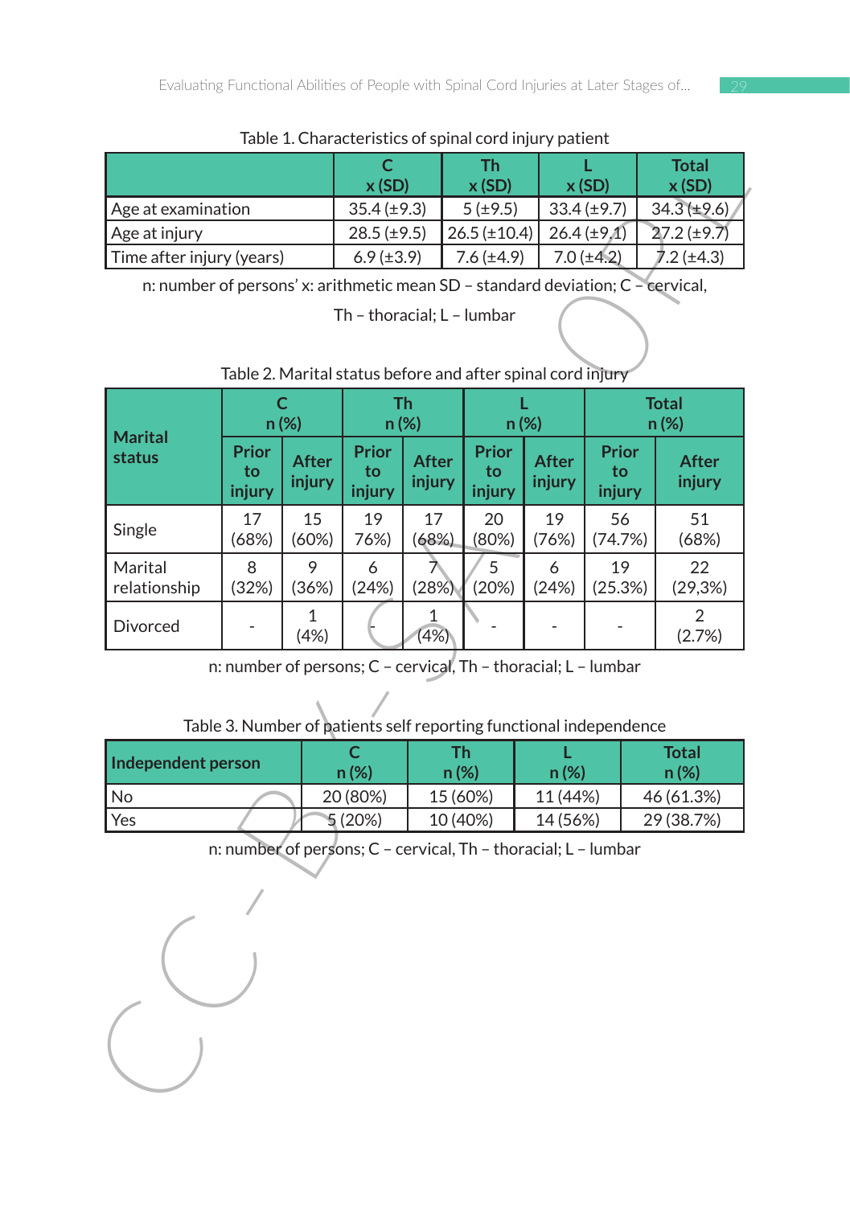Table 1. Characteristics of spinal cord injury patient

| | C<br>x (SD) | Th<br>x (SD) | L<br>x (SD) | Total<br>x (SD) |
|---|---|---|---|---|
| Age at examination | 35.4 (±9.3) | 5 (±9.5) | 33.4 (±9.7) | 34.3 (±9.6) |
| Age at injury | 28.5 (±9.5) | 26.5 (±10.4) | 26.4 (±9.1) | 27.2 (±9.7) |
| Time after injury (years) | 6.9 (±3.9) | 7.6 (±4.9) | 7.0 (±4.2) | 7.2 (±4.3) |

n: number of persons' x: arithmetic mean SD – standard deviation; C – cervical,

Th – thoracial; L – lumbar

Table 2. Marital status before and after spinal cord injury

| Marital status | C<br>n (%) | | Th<br>n (%) | | L<br>n (%) | | Total<br>n (%) | |
|---|---|---|---|---|---|---|---|---|
| | Prior to injury | After injury | Prior to injury | After injury | Prior to injury | After injury | Prior to injury | After injury |
| Single | 17 (68%) | 15 (60%) | 19 76%) | 17 (68%) | 20 (80%) | 19 (76%) | 56 (74.7%) | 51 (68%) |
| Marital relationship | 8 (32%) | 9 (36%) | 6 (24%) | 7 (28%) | 5 (20%) | 6 (24%) | 19 (25.3%) | 22 (29,3%) |
| Divorced | - | 1 (4%) | - | 1 (4%) | - | - | - | 2 (2.7%) |

n: number of persons; C – cervical, Th – thoracial; L – lumbar

Table 3. Number of patients self reporting functional independence

| Independent person | C<br>n (%) | Th<br>n (%) | L<br>n (%) | Total<br>n (%) |
|---|---|---|---|---|
| No | 20 (80%) | 15 (60%) | 11 (44%) | 46 (61.3%) |
| Yes | 5 (20%) | 10 (40%) | 14 (56%) | 29 (38.7%) |

n: number of persons; C – cervical, Th – thoracial; L – lumbar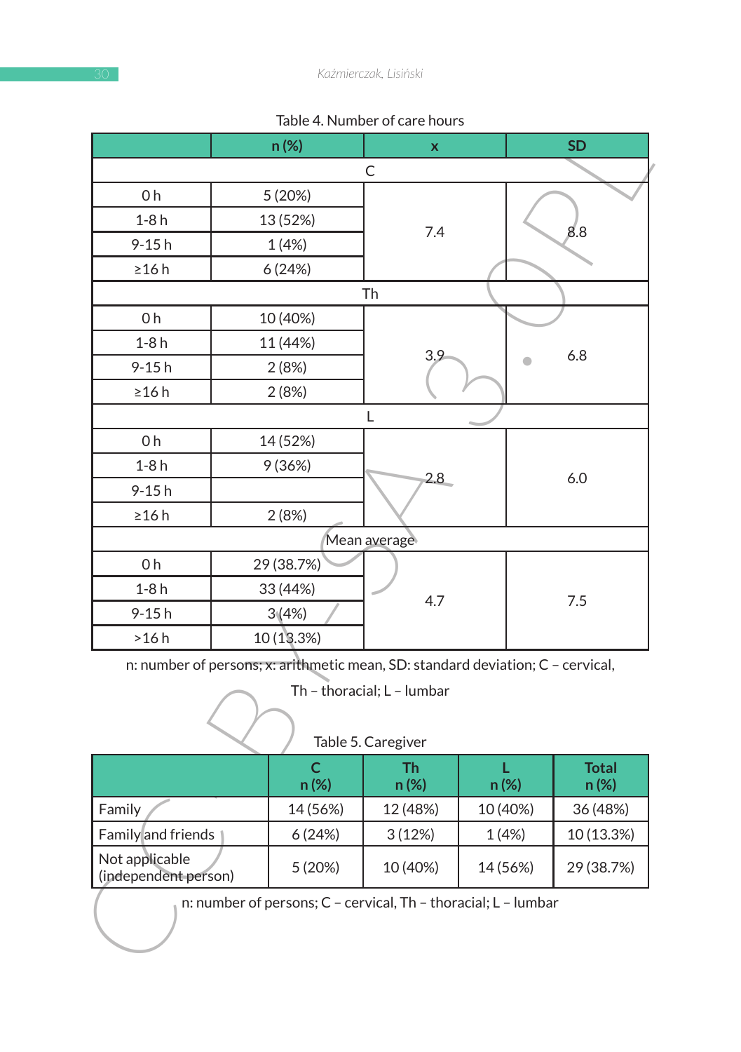Table 4. Number of care hours

| | n (%) | x | SD |
|---|---|---|---|
| C | | | |
| 0 h | 5 (20%) | 7.4 | 8.8 |
| 1-8 h | 13 (52%) | | |
| 9-15 h | 1 (4%) | | |
| ≥16 h | 6 (24%) | | |
| Th | | | |
| 0 h | 10 (40%) | 3.9 | 6.8 |
| 1-8 h | 11 (44%) | | |
| 9-15 h | 2 (8%) | | |
| ≥16 h | 2 (8%) | | |
| L | | | |
| 0 h | 14 (52%) | 2.8 | 6.0 |
| 1-8 h | 9 (36%) | | |
| 9-15 h | | | |
| ≥16 h | 2 (8%) | | |
| Mean average | | | |
| 0 h | 29 (38.7%) | 4.7 | 7.5 |
| 1-8 h | 33 (44%) | | |
| 9-15 h | 3 (4%) | | |
| >16 h | 10 (13.3%) | | |

n: number of persons; x: arithmetic mean, SD: standard deviation; C – cervical, Th – thoracial; L – lumbar

Table 5. Caregiver

| | C n (%) | Th n (%) | L n (%) | Total n (%) |
|---|---|---|---|---|
| Family | 14 (56%) | 12 (48%) | 10 (40%) | 36 (48%) |
| Family and friends | 6 (24%) | 3 (12%) | 1 (4%) | 10 (13.3%) |
| Not applicable (independent person) | 5 (20%) | 10 (40%) | 14 (56%) | 29 (38.7%) |

n: number of persons; C – cervical, Th – thoracial; L – lumbar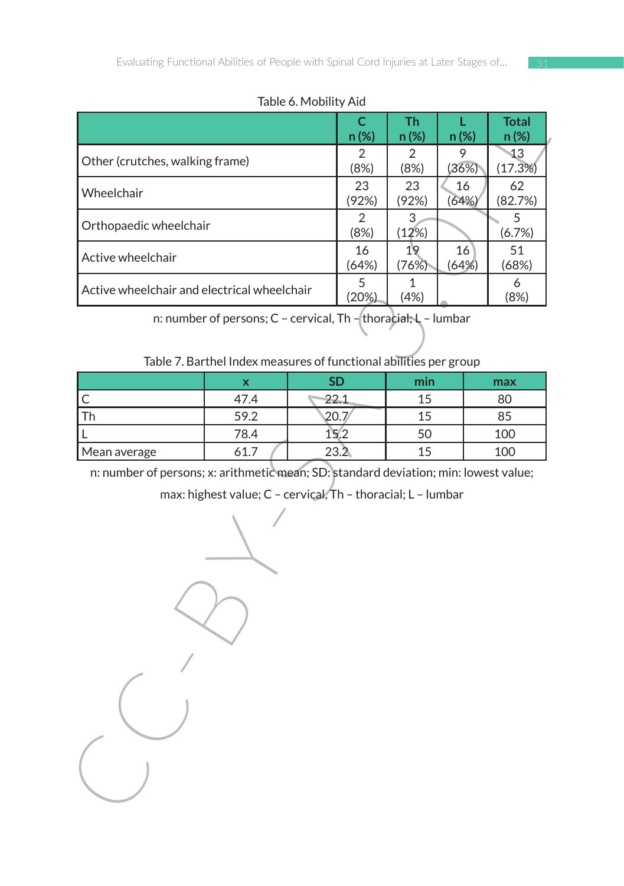Table 6. Mobility Aid

| | C<br>n (%) | Th<br>n (%) | L<br>n (%) | Total<br>n (%) |
|---|---|---|---|---|
| Other (crutches, walking frame) | 2<br>(8%) | 2<br>(8%) | 9<br>(36%) | 13<br>(17.3%) |
| Wheelchair | 23<br>(92%) | 23<br>(92%) | 16<br>(64%) | 62<br>(82.7%) |
| Orthopaedic wheelchair | 2<br>(8%) | 3<br>(12%) | | 5<br>(6.7%) |
| Active wheelchair | 16<br>(64%) | 19<br>(76%) | 16<br>(64%) | 51<br>(68%) |
| Active wheelchair and electrical wheelchair | 5<br>(20%) | 1<br>(4%) | | 6<br>(8%) |

n: number of persons; C – cervical, Th – thoracial; L – lumbar

Table 7. Barthel Index measures of functional abilities per group

| | x | SD | min | max |
|---|---|---|---|---|
| C | 47.4 | 22.1 | 15 | 80 |
| Th | 59.2 | 20.7 | 15 | 85 |
| L | 78.4 | 15.2 | 50 | 100 |
| Mean average | 61.7 | 23.2 | 15 | 100 |

n: number of persons; x: arithmetic mean; SD: standard deviation; min: lowest value; max: highest value; C – cervical, Th – thoracial; L – lumbar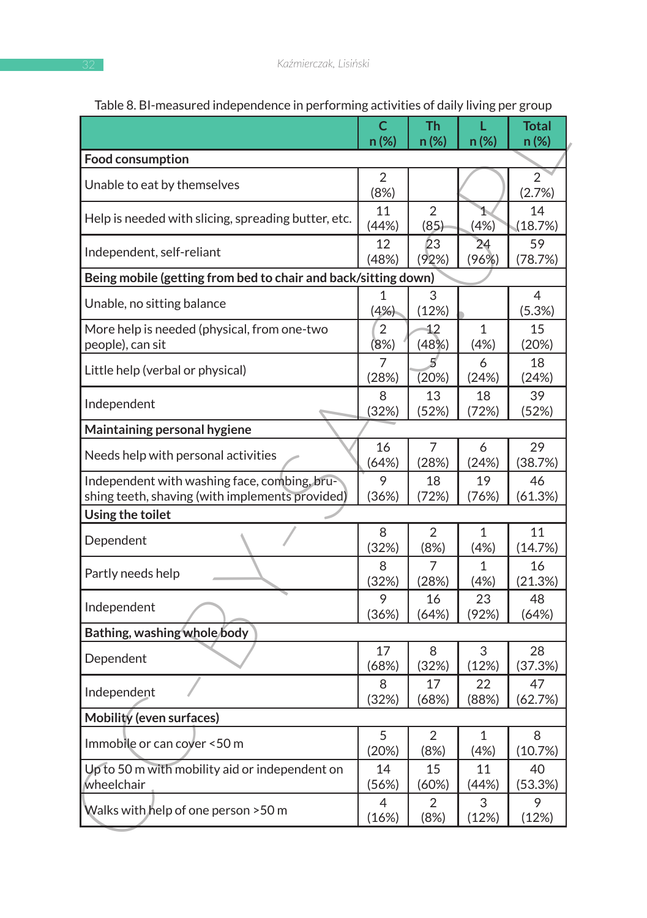Table 8. BI-measured independence in performing activities of daily living per group

| | C n (%) | Th n (%) | L n (%) | Total n (%) |
|---|---|---|---|---|
| **Food consumption** | | | | |
| Unable to eat by themselves | 2 (8%) | | | 2 (2.7%) |
| Help is needed with slicing, spreading butter, etc. | 11 (44%) | 2 (85) | 1 (4%) | 14 (18.7%) |
| Independent, self-reliant | 12 (48%) | 23 (92%) | 24 (96%) | 59 (78.7%) |
| **Being mobile (getting from bed to chair and back/sitting down)** | | | | |
| Unable, no sitting balance | 1 (4%) | 3 (12%) | | 4 (5.3%) |
| More help is needed (physical, from one-two people), can sit | 2 (8%) | 12 (48%) | 1 (4%) | 15 (20%) |
| Little help (verbal or physical) | 7 (28%) | 5 (20%) | 6 (24%) | 18 (24%) |
| Independent | 8 (32%) | 13 (52%) | 18 (72%) | 39 (52%) |
| **Maintaining personal hygiene** | | | | |
| Needs help with personal activities | 16 (64%) | 7 (28%) | 6 (24%) | 29 (38.7%) |
| Independent with washing face, combing, brushing teeth, shaving (with implements provided) | 9 (36%) | 18 (72%) | 19 (76%) | 46 (61.3%) |
| **Using the toilet** | | | | |
| Dependent | 8 (32%) | 2 (8%) | 1 (4%) | 11 (14.7%) |
| Partly needs help | 8 (32%) | 7 (28%) | 1 (4%) | 16 (21.3%) |
| Independent | 9 (36%) | 16 (64%) | 23 (92%) | 48 (64%) |
| **Bathing, washing whole body** | | | | |
| Dependent | 17 (68%) | 8 (32%) | 3 (12%) | 28 (37.3%) |
| Independent | 8 (32%) | 17 (68%) | 22 (88%) | 47 (62.7%) |
| **Mobility (even surfaces)** | | | | |
| Immobile or can cover <50 m | 5 (20%) | 2 (8%) | 1 (4%) | 8 (10.7%) |
| Up to 50 m with mobility aid or independent on wheelchair | 14 (56%) | 15 (60%) | 11 (44%) | 40 (53.3%) |
| Walks with help of one person >50 m | 4 (16%) | 2 (8%) | 3 (12%) | 9 (12%) |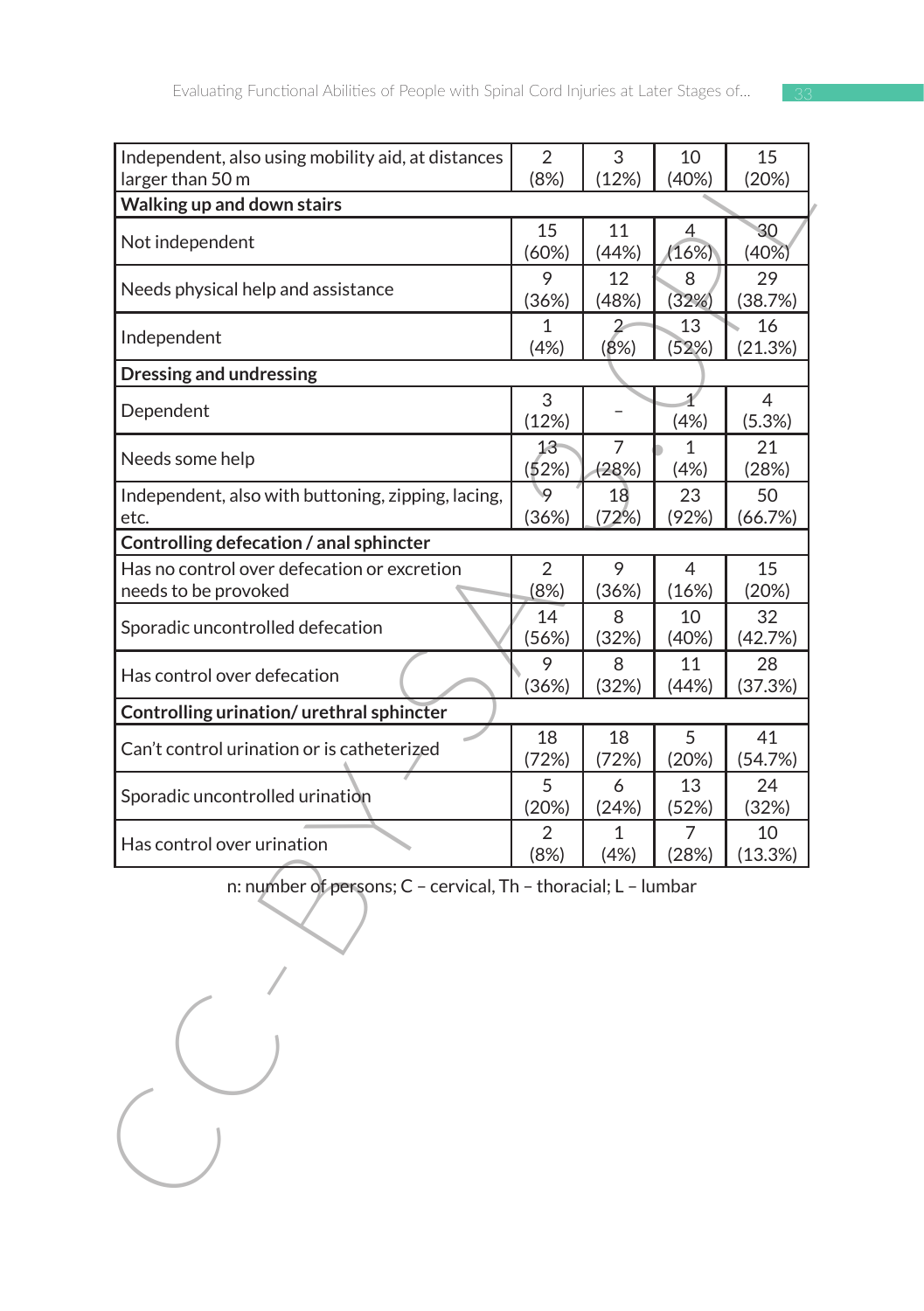| | | | | |
|---|---|---|---|---|
| Independent, also using mobility aid, at distances larger than 50 m | 2 (8%) | 3 (12%) | 10 (40%) | 15 (20%) |
| **Walking up and down stairs** | | | | |
| Not independent | 15 (60%) | 11 (44%) | 4 (16%) | 30 (40%) |
| Needs physical help and assistance | 9 (36%) | 12 (48%) | 8 (32%) | 29 (38.7%) |
| Independent | 1 (4%) | 2 (8%) | 13 (52%) | 16 (21.3%) |
| **Dressing and undressing** | | | | |
| Dependent | 3 (12%) | – | 1 (4%) | 4 (5.3%) |
| Needs some help | 13 (52%) | 7 (28%) | 1 (4%) | 21 (28%) |
| Independent, also with buttoning, zipping, lacing, etc. | 9 (36%) | 18 (72%) | 23 (92%) | 50 (66.7%) |
| **Controlling defecation / anal sphincter** | | | | |
| Has no control over defecation or excretion needs to be provoked | 2 (8%) | 9 (36%) | 4 (16%) | 15 (20%) |
| Sporadic uncontrolled defecation | 14 (56%) | 8 (32%) | 10 (40%) | 32 (42.7%) |
| Has control over defecation | 9 (36%) | 8 (32%) | 11 (44%) | 28 (37.3%) |
| **Controlling urination/ urethral sphincter** | | | | |
| Can't control urination or is catheterized | 18 (72%) | 18 (72%) | 5 (20%) | 41 (54.7%) |
| Sporadic uncontrolled urination | 5 (20%) | 6 (24%) | 13 (52%) | 24 (32%) |
| Has control over urination | 2 (8%) | 1 (4%) | 7 (28%) | 10 (13.3%) |

n: number of persons; C – cervical, Th – thoracial; L – lumbar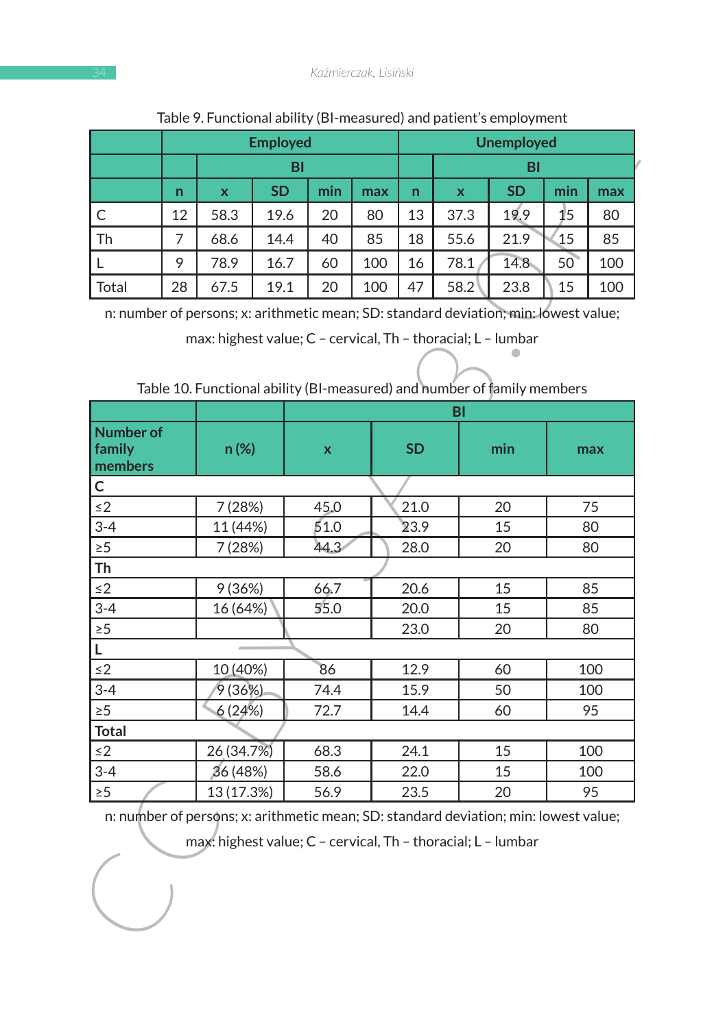Table 9. Functional ability (BI-measured) and patient's employment

| | Employed | | | | | Unemployed | | | | |
|---|---|---|---|---|---|---|---|---|---|---|
| | | BI | | | | | BI | | | |
| | n | x | SD | min | max | n | x | SD | min | max |
| C | 12 | 58.3 | 19.6 | 20 | 80 | 13 | 37.3 | 19.9 | 15 | 80 |
| Th | 7 | 68.6 | 14.4 | 40 | 85 | 18 | 55.6 | 21.9 | 15 | 85 |
| L | 9 | 78.9 | 16.7 | 60 | 100 | 16 | 78.1 | 14.8 | 50 | 100 |
| Total | 28 | 67.5 | 19.1 | 20 | 100 | 47 | 58.2 | 23.8 | 15 | 100 |

n: number of persons; x: arithmetic mean; SD: standard deviation; min: lowest value; max: highest value; C – cervical, Th – thoracial; L – lumbar

Table 10. Functional ability (BI-measured) and number of family members

| | | BI | | | |
|---|---|---|---|---|---|
| **Number of family members** | n (%) | x | SD | min | max |
| **C** | | | | | |
| ≤2 | 7 (28%) | 45.0 | 21.0 | 20 | 75 |
| 3-4 | 11 (44%) | 51.0 | 23.9 | 15 | 80 |
| ≥5 | 7 (28%) | 44.3 | 28.0 | 20 | 80 |
| **Th** | | | | | |
| ≤2 | 9 (36%) | 66.7 | 20.6 | 15 | 85 |
| 3-4 | 16 (64%) | 55.0 | 20.0 | 15 | 85 |
| ≥5 | | | 23.0 | 20 | 80 |
| **L** | | | | | |
| ≤2 | 10 (40%) | 86 | 12.9 | 60 | 100 |
| 3-4 | 9 (36%) | 74.4 | 15.9 | 50 | 100 |
| ≥5 | 6 (24%) | 72.7 | 14.4 | 60 | 95 |
| **Total** | | | | | |
| ≤2 | 26 (34.7%) | 68.3 | 24.1 | 15 | 100 |
| 3-4 | 36 (48%) | 58.6 | 22.0 | 15 | 100 |
| ≥5 | 13 (17.3%) | 56.9 | 23.5 | 20 | 95 |

n: number of persons; x: arithmetic mean; SD: standard deviation; min: lowest value; max: highest value; C – cervical, Th – thoracial; L – lumbar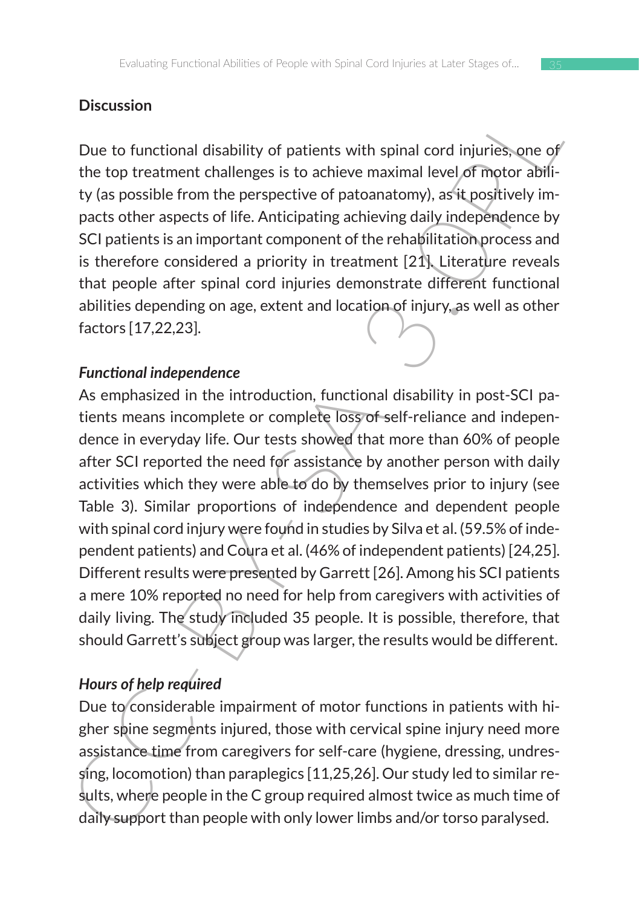## Discussion

Due to functional disability of patients with spinal cord injuries, one of the top treatment challenges is to achieve maximal level of motor ability (as possible from the perspective of patoanatomy), as it positively impacts other aspects of life. Anticipating achieving daily independence by SCI patients is an important component of the rehabilitation process and is therefore considered a priority in treatment [21]. Literature reveals that people after spinal cord injuries demonstrate different functional abilities depending on age, extent and location of injury, as well as other factors [17,22,23].

### *Functional independence*

As emphasized in the introduction, functional disability in post-SCI patients means incomplete or complete loss of self-reliance and independence in everyday life. Our tests showed that more than 60% of people after SCI reported the need for assistance by another person with daily activities which they were able to do by themselves prior to injury (see Table 3). Similar proportions of independence and dependent people with spinal cord injury were found in studies by Silva et al. (59.5% of independent patients) and Coura et al. (46% of independent patients) [24,25]. Different results were presented by Garrett [26]. Among his SCI patients a mere 10% reported no need for help from caregivers with activities of daily living. The study included 35 people. It is possible, therefore, that should Garrett's subject group was larger, the results would be different.

### *Hours of help required*

Due to considerable impairment of motor functions in patients with higher spine segments injured, those with cervical spine injury need more assistance time from caregivers for self-care (hygiene, dressing, undressing, locomotion) than paraplegics [11,25,26]. Our study led to similar results, where people in the C group required almost twice as much time of daily support than people with only lower limbs and/or torso paralysed.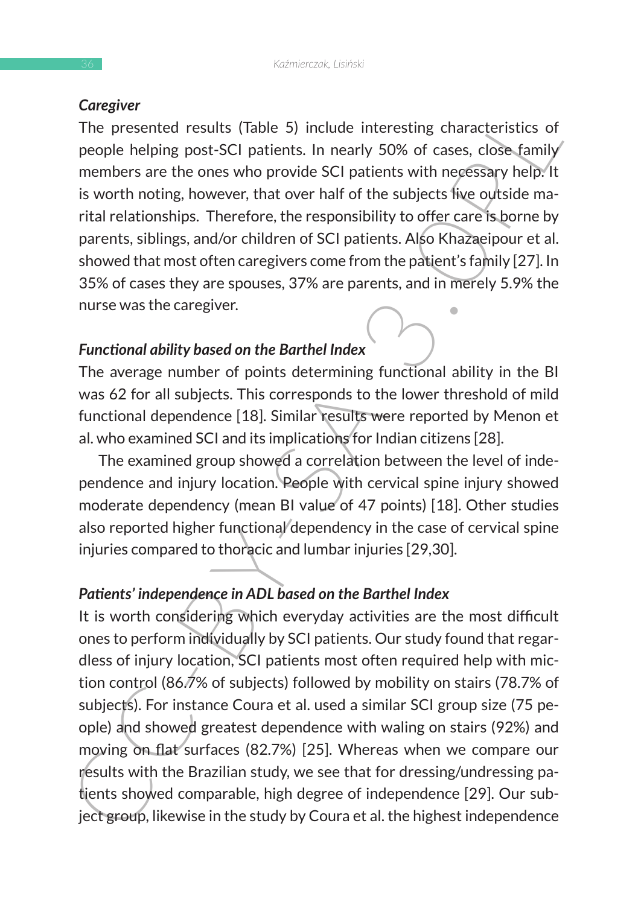***Caregiver***

The presented results (Table 5) include interesting characteristics of people helping post-SCI patients. In nearly 50% of cases, close family members are the ones who provide SCI patients with necessary help. It is worth noting, however, that over half of the subjects live outside marital relationships. Therefore, the responsibility to offer care is borne by parents, siblings, and/or children of SCI patients. Also Khazaeipour et al. showed that most often caregivers come from the patient's family [27]. In 35% of cases they are spouses, 37% are parents, and in merely 5.9% the nurse was the caregiver.

***Functional ability based on the Barthel Index***

The average number of points determining functional ability in the BI was 62 for all subjects. This corresponds to the lower threshold of mild functional dependence [18]. Similar results were reported by Menon et al. who examined SCI and its implications for Indian citizens [28].

The examined group showed a correlation between the level of independence and injury location. People with cervical spine injury showed moderate dependency (mean BI value of 47 points) [18]. Other studies also reported higher functional dependency in the case of cervical spine injuries compared to thoracic and lumbar injuries [29,30].

***Patients' independence in ADL based on the Barthel Index***

It is worth considering which everyday activities are the most difficult ones to perform individually by SCI patients. Our study found that regardless of injury location, SCI patients most often required help with miction control (86.7% of subjects) followed by mobility on stairs (78.7% of subjects). For instance Coura et al. used a similar SCI group size (75 people) and showed greatest dependence with waling on stairs (92%) and moving on flat surfaces (82.7%) [25]. Whereas when we compare our results with the Brazilian study, we see that for dressing/undressing patients showed comparable, high degree of independence [29]. Our subject group, likewise in the study by Coura et al. the highest independence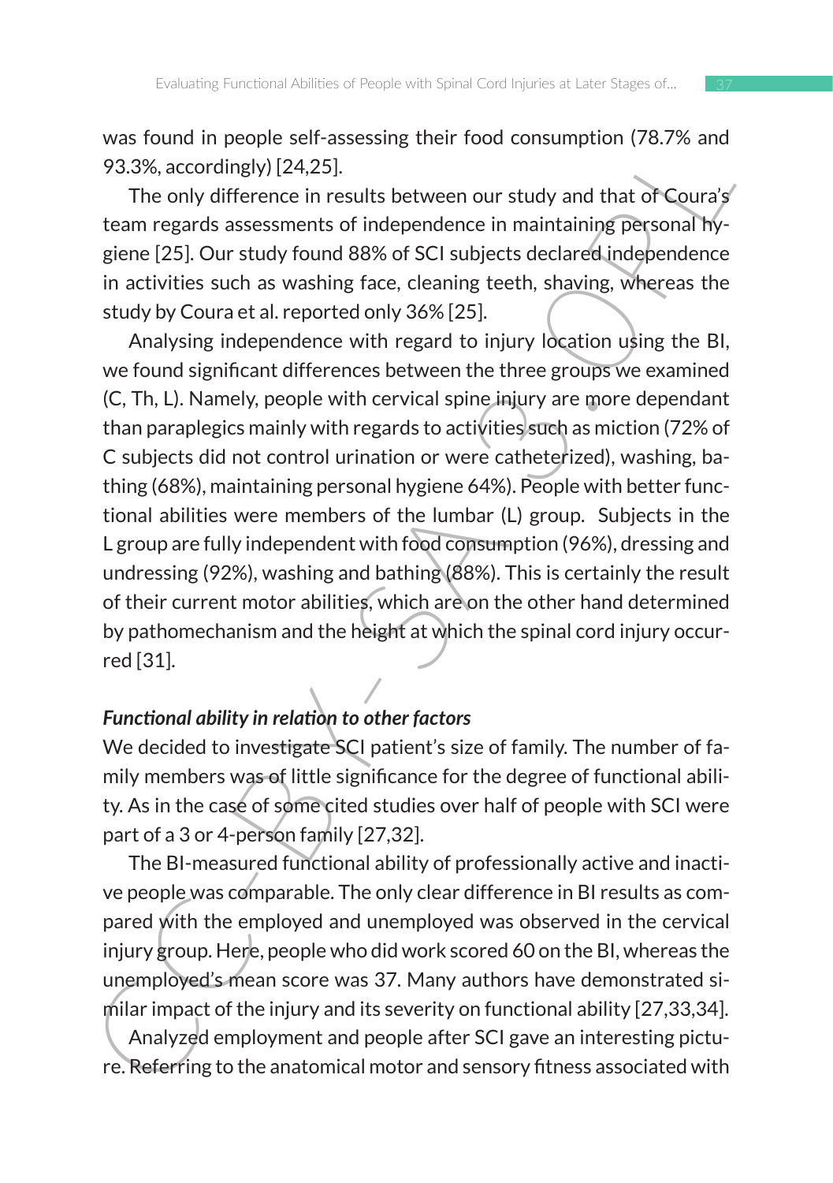was found in people self-assessing their food consumption (78.7% and 93.3%, accordingly) [24,25].

The only difference in results between our study and that of Coura's team regards assessments of independence in maintaining personal hygiene [25]. Our study found 88% of SCI subjects declared independence in activities such as washing face, cleaning teeth, shaving, whereas the study by Coura et al. reported only 36% [25].

Analysing independence with regard to injury location using the BI, we found significant differences between the three groups we examined (C, Th, L). Namely, people with cervical spine injury are more dependant than paraplegics mainly with regards to activities such as miction (72% of C subjects did not control urination or were catheterized), washing, bathing (68%), maintaining personal hygiene 64%). People with better functional abilities were members of the lumbar (L) group. Subjects in the L group are fully independent with food consumption (96%), dressing and undressing (92%), washing and bathing (88%). This is certainly the result of their current motor abilities, which are on the other hand determined by pathomechanism and the height at which the spinal cord injury occurred [31].

***Functional ability in relation to other factors***

We decided to investigate SCI patient's size of family. The number of family members was of little significance for the degree of functional ability. As in the case of some cited studies over half of people with SCI were part of a 3 or 4-person family [27,32].

The BI-measured functional ability of professionally active and inactive people was comparable. The only clear difference in BI results as compared with the employed and unemployed was observed in the cervical injury group. Here, people who did work scored 60 on the BI, whereas the unemployed's mean score was 37. Many authors have demonstrated similar impact of the injury and its severity on functional ability [27,33,34].

Analyzed employment and people after SCI gave an interesting picture. Referring to the anatomical motor and sensory fitness associated with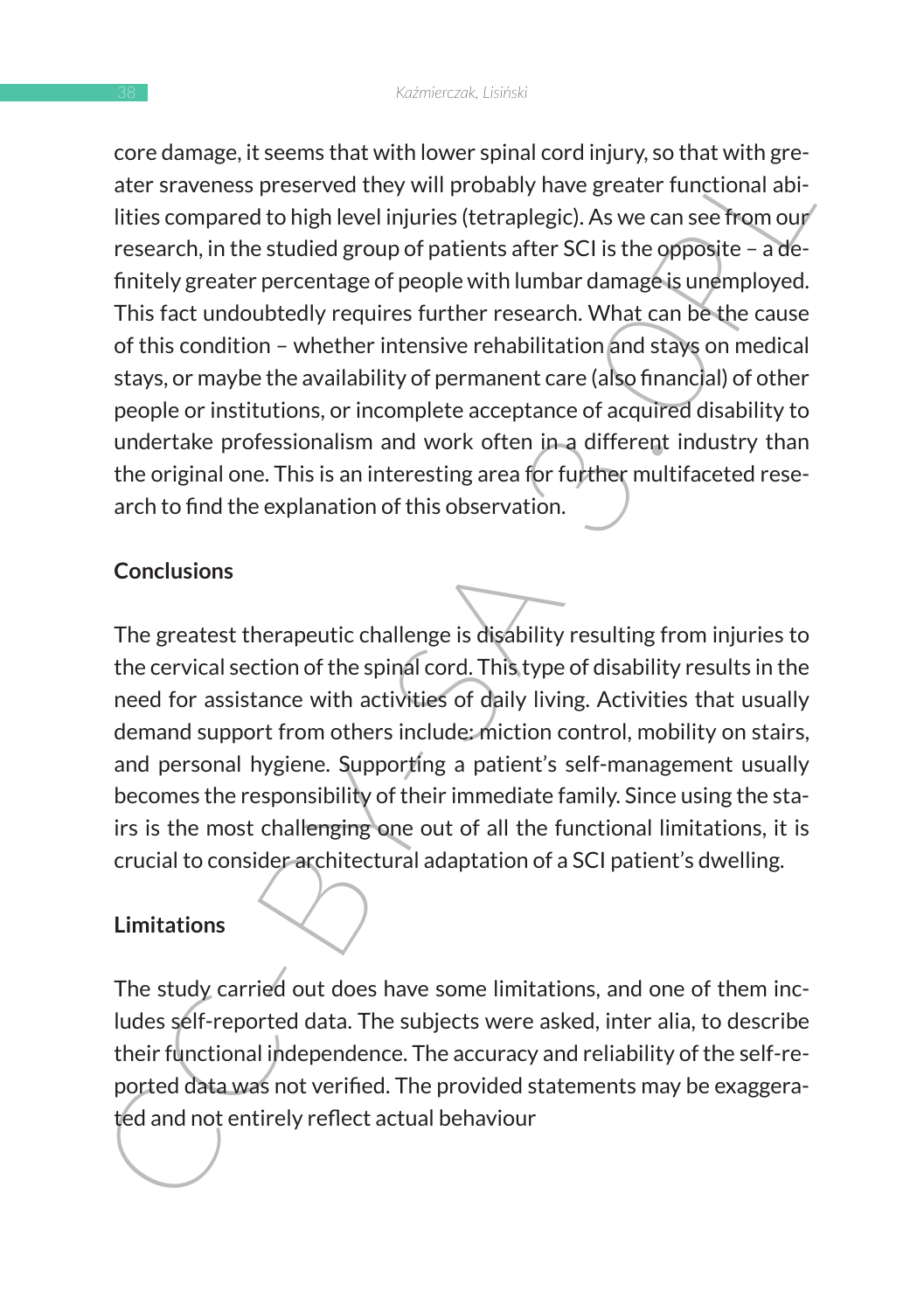core damage, it seems that with lower spinal cord injury, so that with greater sraveness preserved they will probably have greater functional abilities compared to high level injuries (tetraplegic). As we can see from our research, in the studied group of patients after SCI is the opposite – a definitely greater percentage of people with lumbar damage is unemployed. This fact undoubtedly requires further research. What can be the cause of this condition – whether intensive rehabilitation and stays on medical stays, or maybe the availability of permanent care (also financial) of other people or institutions, or incomplete acceptance of acquired disability to undertake professionalism and work often in a different industry than the original one. This is an interesting area for further multifaceted research to find the explanation of this observation.

## Conclusions

The greatest therapeutic challenge is disability resulting from injuries to the cervical section of the spinal cord. This type of disability results in the need for assistance with activities of daily living. Activities that usually demand support from others include: miction control, mobility on stairs, and personal hygiene. Supporting a patient's self-management usually becomes the responsibility of their immediate family. Since using the stairs is the most challenging one out of all the functional limitations, it is crucial to consider architectural adaptation of a SCI patient's dwelling.

## Limitations

The study carried out does have some limitations, and one of them includes self-reported data. The subjects were asked, inter alia, to describe their functional independence. The accuracy and reliability of the self-reported data was not verified. The provided statements may be exaggerated and not entirely reflect actual behaviour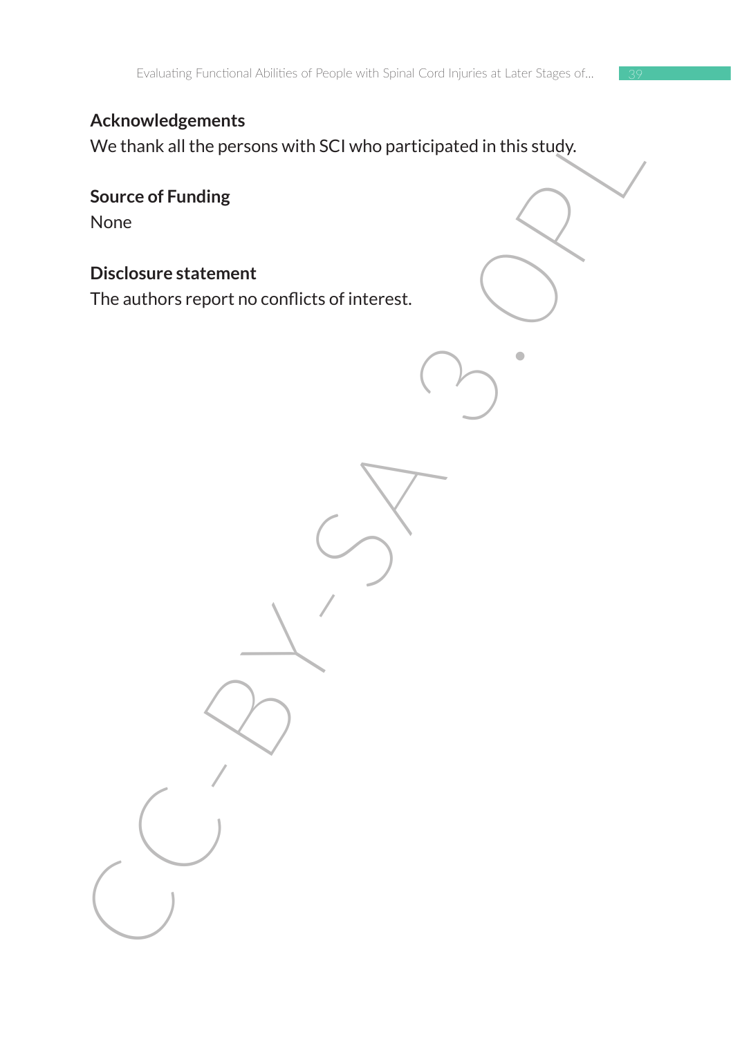## Acknowledgements

We thank all the persons with SCI who participated in this study.

## Source of Funding

None

## Disclosure statement

The authors report no conflicts of interest.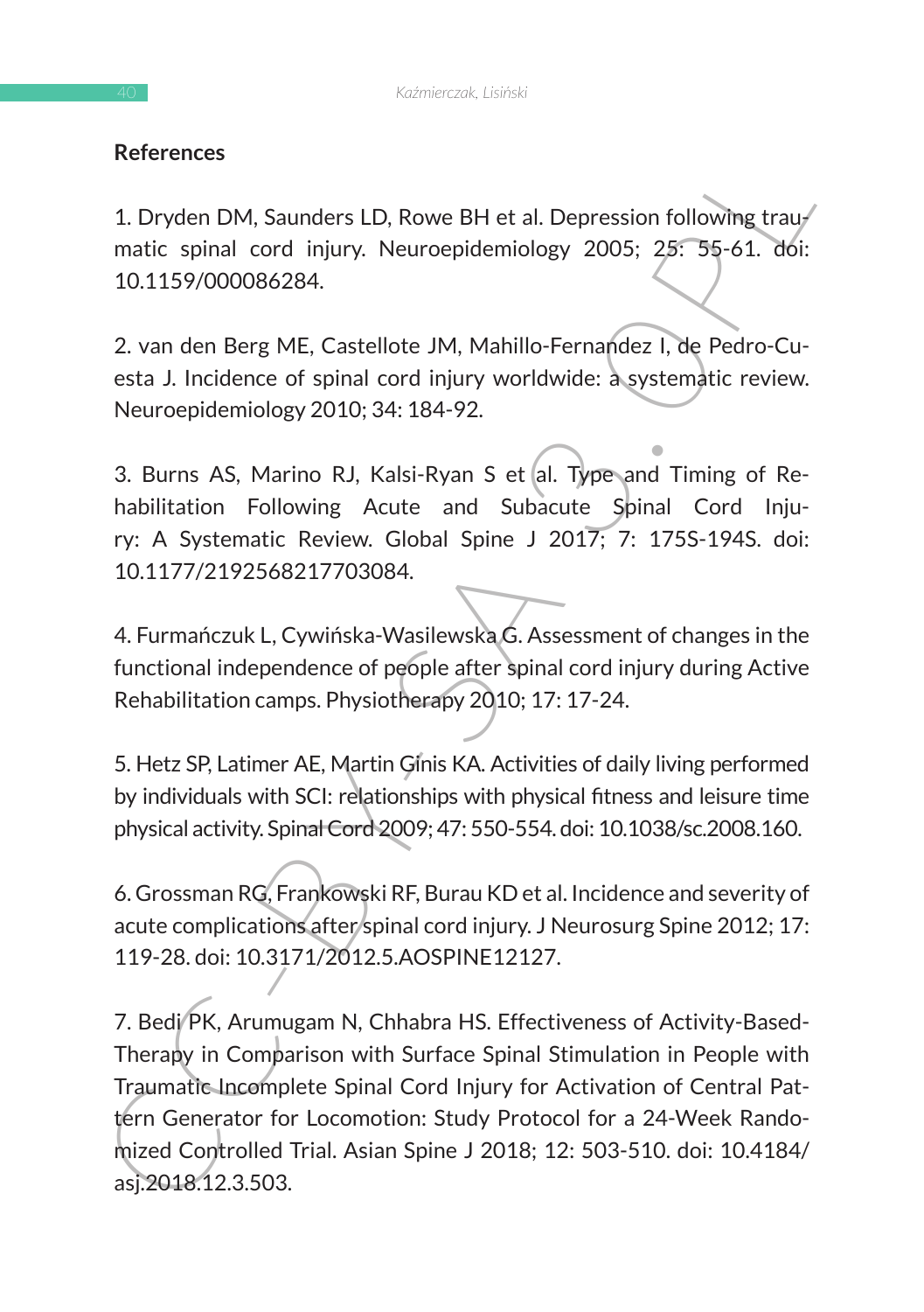**References**

1. Dryden DM, Saunders LD, Rowe BH et al. Depression following traumatic spinal cord injury. Neuroepidemiology 2005; 25: 55-61. doi: 10.1159/000086284.

2. van den Berg ME, Castellote JM, Mahillo-Fernandez I, de Pedro-Cuesta J. Incidence of spinal cord injury worldwide: a systematic review. Neuroepidemiology 2010; 34: 184-92.

3. Burns AS, Marino RJ, Kalsi-Ryan S et al. Type and Timing of Rehabilitation Following Acute and Subacute Spinal Cord Injury: A Systematic Review. Global Spine J 2017; 7: 175S-194S. doi: 10.1177/2192568217703084.

4. Furmańczuk L, Cywińska-Wasilewska G. Assessment of changes in the functional independence of people after spinal cord injury during Active Rehabilitation camps. Physiotherapy 2010; 17: 17-24.

5. Hetz SP, Latimer AE, Martin Ginis KA. Activities of daily living performed by individuals with SCI: relationships with physical fitness and leisure time physical activity. Spinal Cord 2009; 47: 550-554. doi: 10.1038/sc.2008.160.

6. Grossman RG, Frankowski RF, Burau KD et al. Incidence and severity of acute complications after spinal cord injury. J Neurosurg Spine 2012; 17: 119-28. doi: 10.3171/2012.5.AOSPINE12127.

7. Bedi PK, Arumugam N, Chhabra HS. Effectiveness of Activity-Based-Therapy in Comparison with Surface Spinal Stimulation in People with Traumatic Incomplete Spinal Cord Injury for Activation of Central Pattern Generator for Locomotion: Study Protocol for a 24-Week Randomized Controlled Trial. Asian Spine J 2018; 12: 503-510. doi: 10.4184/asj.2018.12.3.503.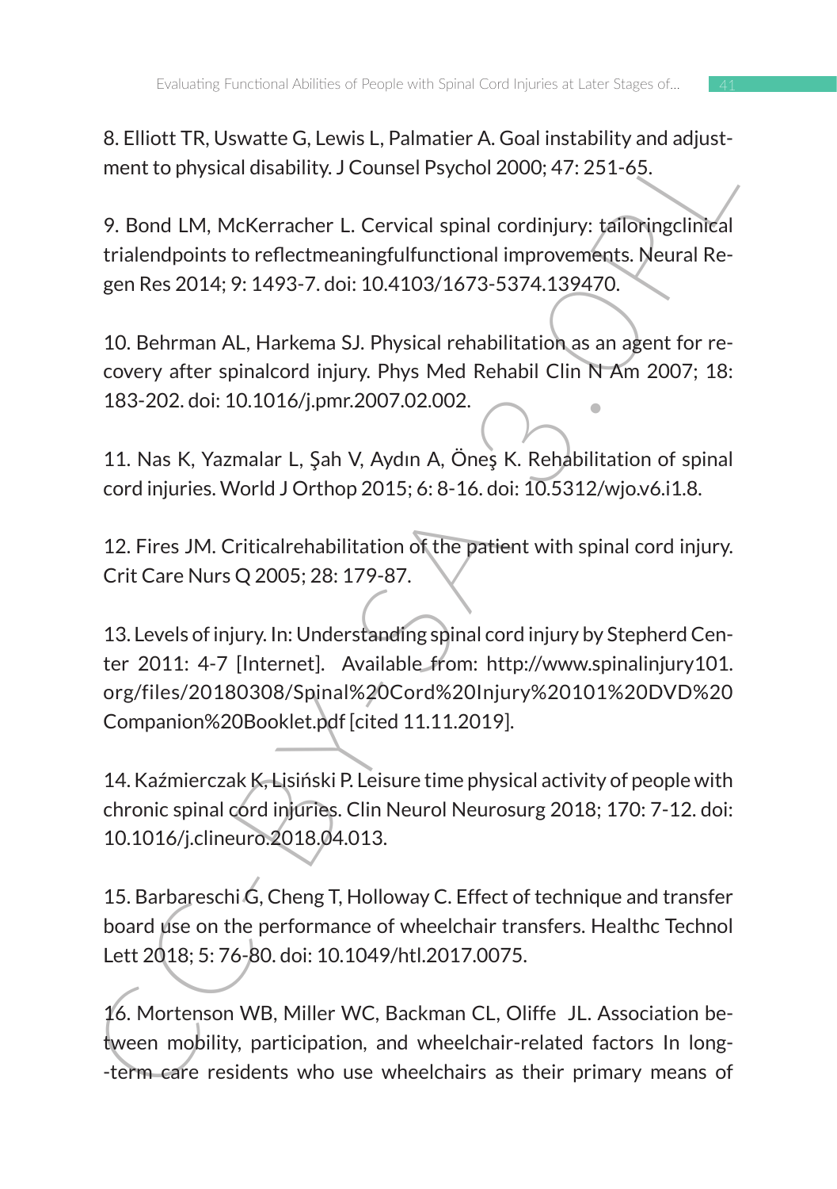8. Elliott TR, Uswatte G, Lewis L, Palmatier A. Goal instability and adjustment to physical disability. J Counsel Psychol 2000; 47: 251-65.

9. Bond LM, McKerracher L. Cervical spinal cordinjury: tailoringclinical trialendpoints to reflectmeaningfulfunctional improvements. Neural Regen Res 2014; 9: 1493-7. doi: 10.4103/1673-5374.139470.

10. Behrman AL, Harkema SJ. Physical rehabilitation as an agent for recovery after spinalcord injury. Phys Med Rehabil Clin N Am 2007; 18: 183-202. doi: 10.1016/j.pmr.2007.02.002.

11. Nas K, Yazmalar L, Şah V, Aydın A, Öneş K. Rehabilitation of spinal cord injuries. World J Orthop 2015; 6: 8-16. doi: 10.5312/wjo.v6.i1.8.

12. Fires JM. Criticalrehabilitation of the patient with spinal cord injury. Crit Care Nurs Q 2005; 28: 179-87.

13. Levels of injury. In: Understanding spinal cord injury by Stepherd Center 2011: 4-7 [Internet]. Available from: http://www.spinalinjury101.org/files/20180308/Spinal%20Cord%20Injury%20101%20DVD%20Companion%20Booklet.pdf [cited 11.11.2019].

14. Kaźmierczak K, Lisiński P. Leisure time physical activity of people with chronic spinal cord injuries. Clin Neurol Neurosurg 2018; 170: 7-12. doi: 10.1016/j.clineuro.2018.04.013.

15. Barbareschi G, Cheng T, Holloway C. Effect of technique and transfer board use on the performance of wheelchair transfers. Healthc Technol Lett 2018; 5: 76-80. doi: 10.1049/htl.2017.0075.

16. Mortenson WB, Miller WC, Backman CL, Oliffe JL. Association between mobility, participation, and wheelchair-related factors In long--term care residents who use wheelchairs as their primary means of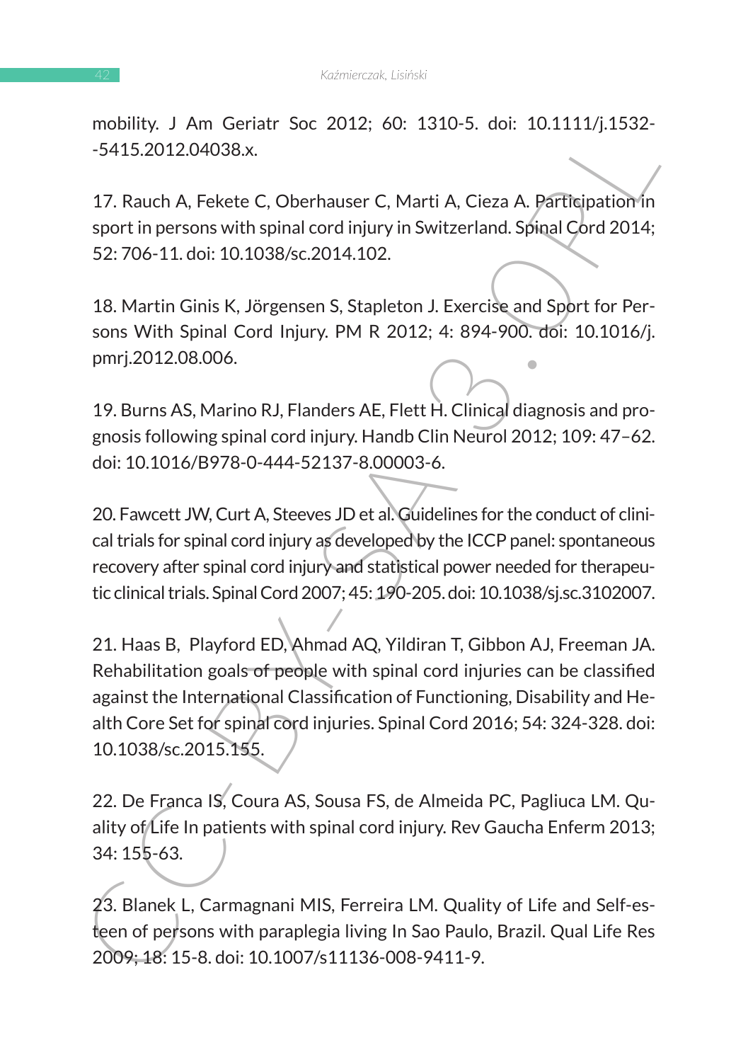mobility. J Am Geriatr Soc 2012; 60: 1310-5. doi: 10.1111/j.1532-5415.2012.04038.x.

17. Rauch A, Fekete C, Oberhauser C, Marti A, Cieza A. Participation in sport in persons with spinal cord injury in Switzerland. Spinal Cord 2014; 52: 706-11. doi: 10.1038/sc.2014.102.

18. Martin Ginis K, Jörgensen S, Stapleton J. Exercise and Sport for Persons With Spinal Cord Injury. PM R 2012; 4: 894-900. doi: 10.1016/j.pmrj.2012.08.006.

19. Burns AS, Marino RJ, Flanders AE, Flett H. Clinical diagnosis and prognosis following spinal cord injury. Handb Clin Neurol 2012; 109: 47–62. doi: 10.1016/B978-0-444-52137-8.00003-6.

20. Fawcett JW, Curt A, Steeves JD et al. Guidelines for the conduct of clinical trials for spinal cord injury as developed by the ICCP panel: spontaneous recovery after spinal cord injury and statistical power needed for therapeutic clinical trials. Spinal Cord 2007; 45: 190-205. doi: 10.1038/sj.sc.3102007.

21. Haas B, Playford ED, Ahmad AQ, Yildiran T, Gibbon AJ, Freeman JA. Rehabilitation goals of people with spinal cord injuries can be classified against the International Classification of Functioning, Disability and Health Core Set for spinal cord injuries. Spinal Cord 2016; 54: 324-328. doi: 10.1038/sc.2015.155.

22. De Franca IS, Coura AS, Sousa FS, de Almeida PC, Pagliuca LM. Quality of Life In patients with spinal cord injury. Rev Gaucha Enferm 2013; 34: 155-63.

23. Blanek L, Carmagnani MIS, Ferreira LM. Quality of Life and Self-esteen of persons with paraplegia living In Sao Paulo, Brazil. Qual Life Res 2009; 18: 15-8. doi: 10.1007/s11136-008-9411-9.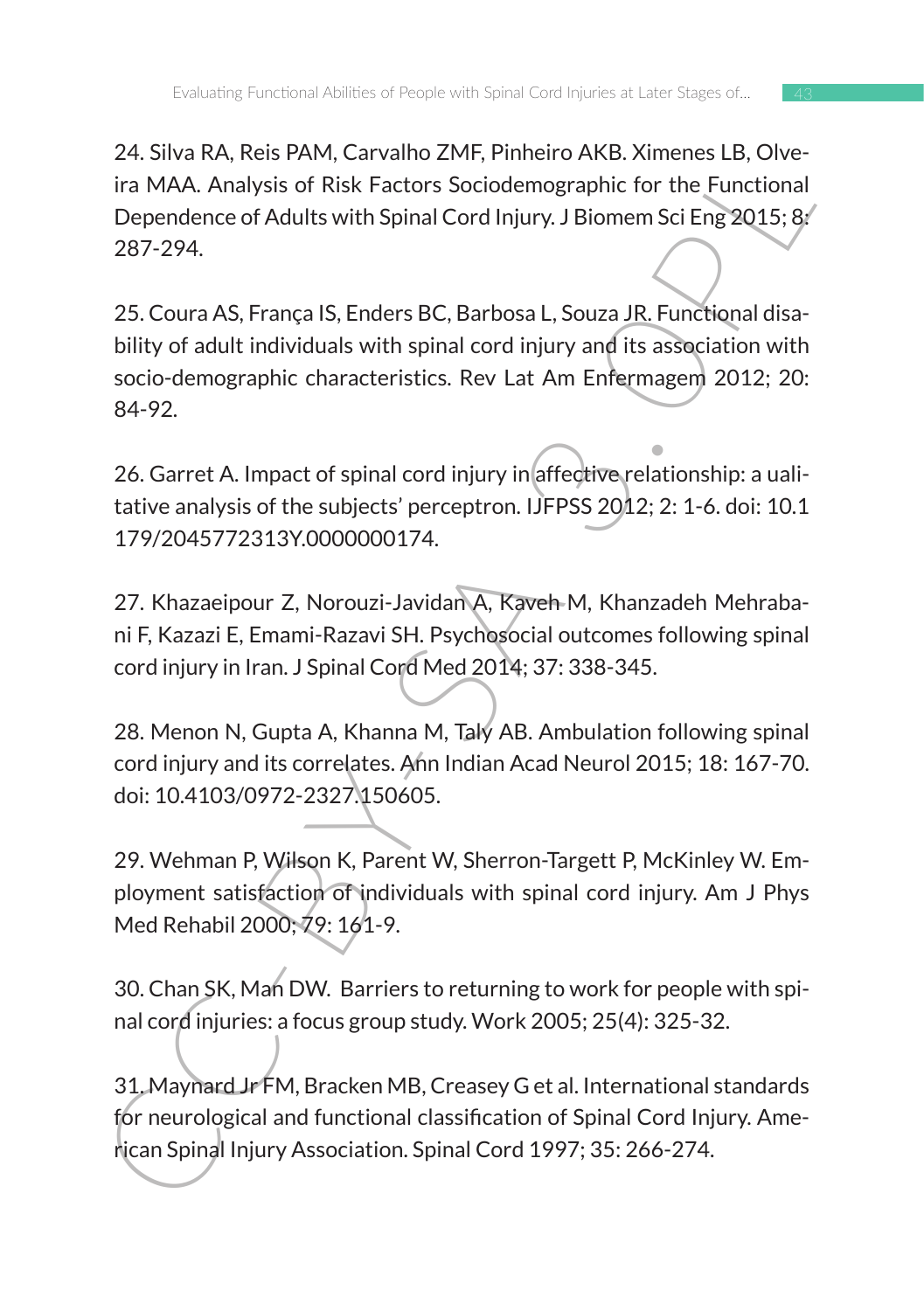24. Silva RA, Reis PAM, Carvalho ZMF, Pinheiro AKB. Ximenes LB, Olveira MAA. Analysis of Risk Factors Sociodemographic for the Functional Dependence of Adults with Spinal Cord Injury. J Biomem Sci Eng 2015; 8: 287-294.

25. Coura AS, França IS, Enders BC, Barbosa L, Souza JR. Functional disability of adult individuals with spinal cord injury and its association with socio-demographic characteristics. Rev Lat Am Enfermagem 2012; 20: 84-92.

26. Garret A. Impact of spinal cord injury in affective relationship: a ualitative analysis of the subjects' perceptron. IJFPSS 2012; 2: 1-6. doi: 10.1179/2045772313Y.0000000174.

27. Khazaeipour Z, Norouzi-Javidan A, Kaveh M, Khanzadeh Mehrabani F, Kazazi E, Emami-Razavi SH. Psychosocial outcomes following spinal cord injury in Iran. J Spinal Cord Med 2014; 37: 338-345.

28. Menon N, Gupta A, Khanna M, Taly AB. Ambulation following spinal cord injury and its correlates. Ann Indian Acad Neurol 2015; 18: 167-70. doi: 10.4103/0972-2327.150605.

29. Wehman P, Wilson K, Parent W, Sherron-Targett P, McKinley W. Employment satisfaction of individuals with spinal cord injury. Am J Phys Med Rehabil 2000; 79: 161-9.

30. Chan SK, Man DW. Barriers to returning to work for people with spinal cord injuries: a focus group study. Work 2005; 25(4): 325-32.

31. Maynard Jr FM, Bracken MB, Creasey G et al. International standards for neurological and functional classification of Spinal Cord Injury. American Spinal Injury Association. Spinal Cord 1997; 35: 266-274.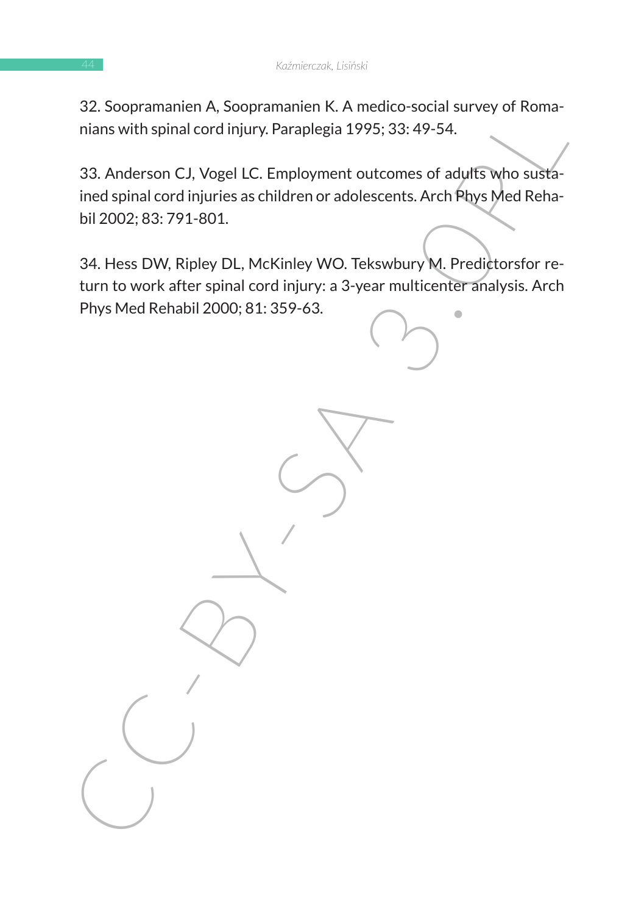32. Soopramanien A, Soopramanien K. A medico-social survey of Romanians with spinal cord injury. Paraplegia 1995; 33: 49-54.

33. Anderson CJ, Vogel LC. Employment outcomes of adults who sustained spinal cord injuries as children or adolescents. Arch Phys Med Rehabil 2002; 83: 791-801.

34. Hess DW, Ripley DL, McKinley WO. Tekswbury M. Predictorsfor return to work after spinal cord injury: a 3-year multicenter analysis. Arch Phys Med Rehabil 2000; 81: 359-63.